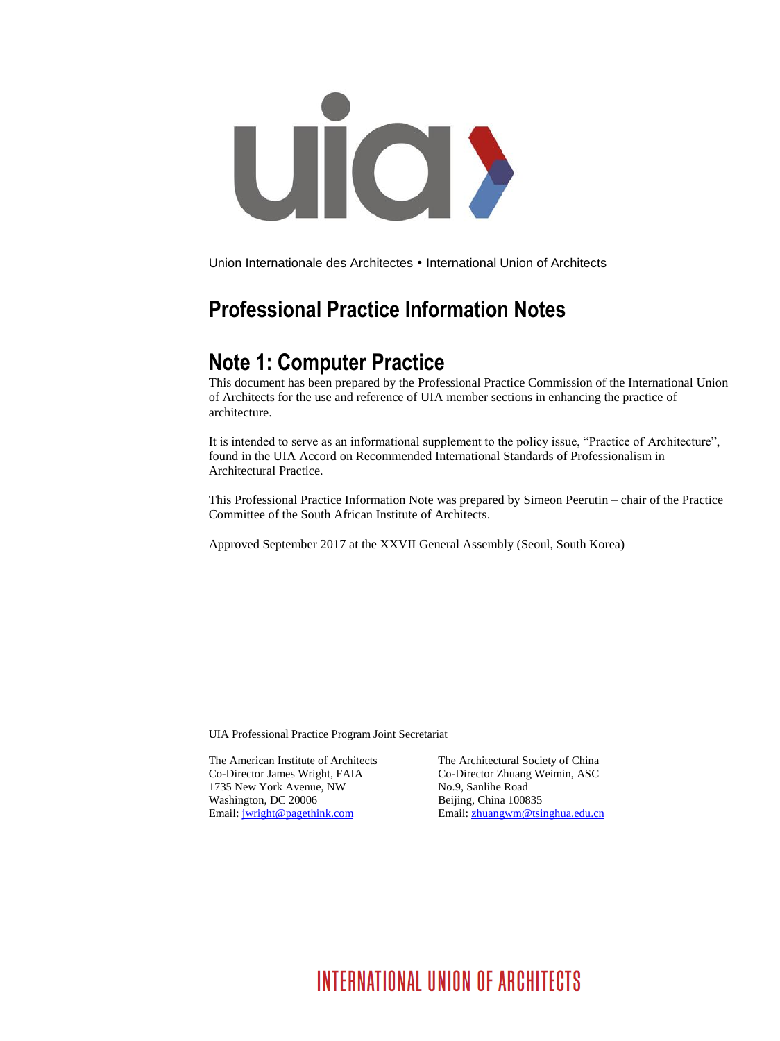Union Internationale des Architectes • International Union of Architects

# Professional Practice Information Notes

## Note 1: Computer Practice

This document has been prepared by the Professional Practice Commission of the International Union of Architects for the use and reference of UIA member sections in enhancing the practice of architecture.

It is intended to serve as an informational supplement to the policy issue, "Practice of Architecture", found in the UIA Accord on Recommended International Standards of Professionalism in Architectural Practice.

This Professional Practice Information Note was prepared by Simeon Peerutin – chair of the Practice Committee of the South African Institute of Architects.

Approved September 2017 at the XXVII General Assembly (Seoul, South Korea)

UIA Professional Practice Program Joint Secretariat

The American Institute of Architects
Co-Director James Wright, FAIA
1735 New York Avenue, NW
Washington, DC 20006
Email: jwright@pagethink.com

The Architectural Society of China
Co-Director Zhuang Weimin, ASC
No.9, Sanlihe Road
Beijing, China 100835
Email: zhuangwm@tsinghua.edu.cn

INTERNATIONAL UNION OF ARCHITECTS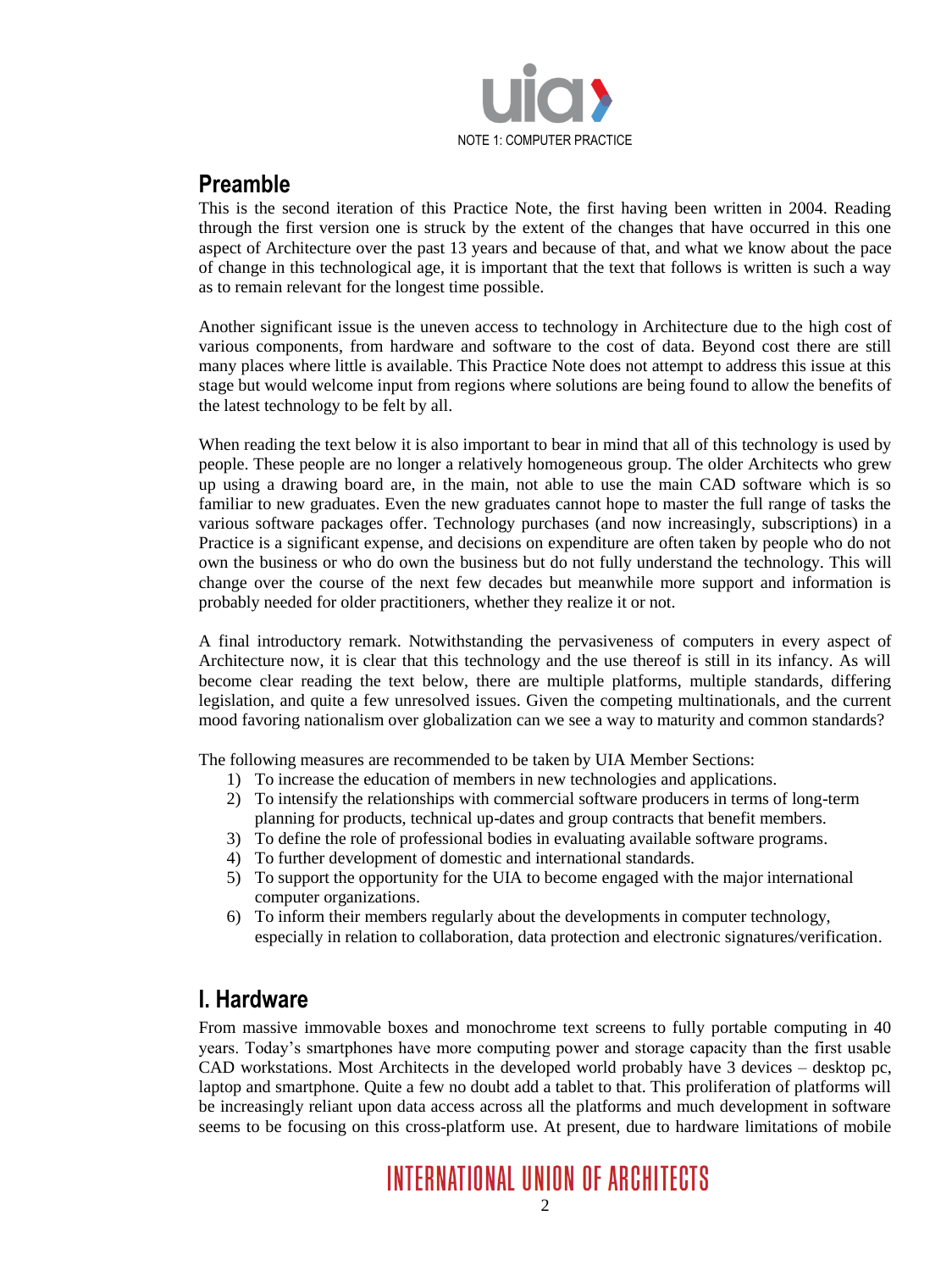## Preamble

This is the second iteration of this Practice Note, the first having been written in 2004. Reading through the first version one is struck by the extent of the changes that have occurred in this one aspect of Architecture over the past 13 years and because of that, and what we know about the pace of change in this technological age, it is important that the text that follows is written is such a way as to remain relevant for the longest time possible.

Another significant issue is the uneven access to technology in Architecture due to the high cost of various components, from hardware and software to the cost of data. Beyond cost there are still many places where little is available. This Practice Note does not attempt to address this issue at this stage but would welcome input from regions where solutions are being found to allow the benefits of the latest technology to be felt by all.

When reading the text below it is also important to bear in mind that all of this technology is used by people. These people are no longer a relatively homogeneous group. The older Architects who grew up using a drawing board are, in the main, not able to use the main CAD software which is so familiar to new graduates. Even the new graduates cannot hope to master the full range of tasks the various software packages offer. Technology purchases (and now increasingly, subscriptions) in a Practice is a significant expense, and decisions on expenditure are often taken by people who do not own the business or who do own the business but do not fully understand the technology. This will change over the course of the next few decades but meanwhile more support and information is probably needed for older practitioners, whether they realize it or not.

A final introductory remark. Notwithstanding the pervasiveness of computers in every aspect of Architecture now, it is clear that this technology and the use thereof is still in its infancy. As will become clear reading the text below, there are multiple platforms, multiple standards, differing legislation, and quite a few unresolved issues. Given the competing multinationals, and the current mood favoring nationalism over globalization can we see a way to maturity and common standards?

The following measures are recommended to be taken by UIA Member Sections:

1) To increase the education of members in new technologies and applications.
2) To intensify the relationships with commercial software producers in terms of long-term planning for products, technical up-dates and group contracts that benefit members.
3) To define the role of professional bodies in evaluating available software programs.
4) To further development of domestic and international standards.
5) To support the opportunity for the UIA to become engaged with the major international computer organizations.
6) To inform their members regularly about the developments in computer technology, especially in relation to collaboration, data protection and electronic signatures/verification.

## I. Hardware

From massive immovable boxes and monochrome text screens to fully portable computing in 40 years. Today's smartphones have more computing power and storage capacity than the first usable CAD workstations. Most Architects in the developed world probably have 3 devices – desktop pc, laptop and smartphone. Quite a few no doubt add a tablet to that. This proliferation of platforms will be increasingly reliant upon data access across all the platforms and much development in software seems to be focusing on this cross-platform use. At present, due to hardware limitations of mobile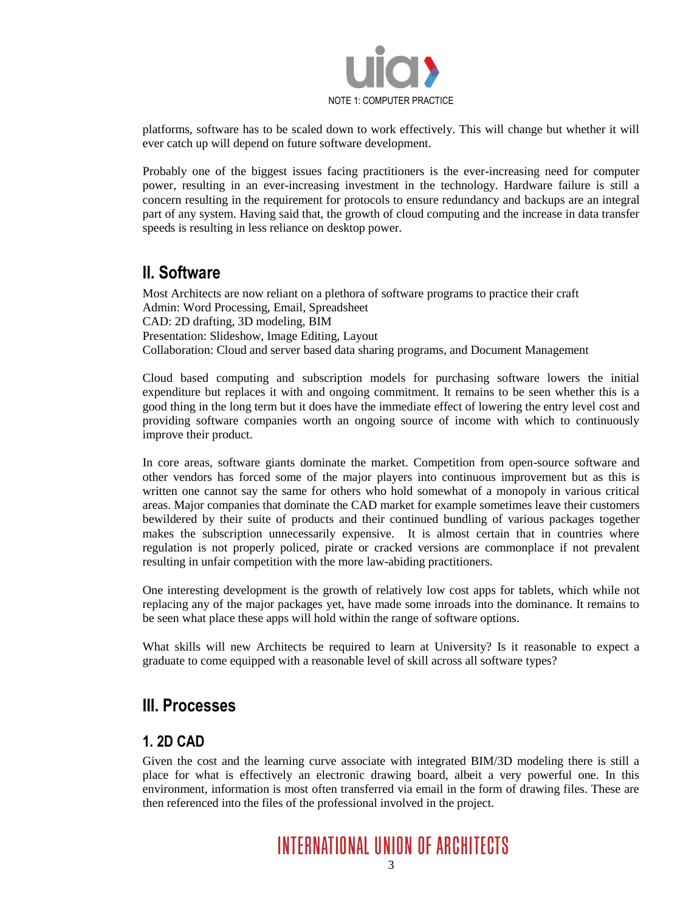platforms, software has to be scaled down to work effectively. This will change but whether it will ever catch up will depend on future software development.

Probably one of the biggest issues facing practitioners is the ever-increasing need for computer power, resulting in an ever-increasing investment in the technology. Hardware failure is still a concern resulting in the requirement for protocols to ensure redundancy and backups are an integral part of any system. Having said that, the growth of cloud computing and the increase in data transfer speeds is resulting in less reliance on desktop power.

## II. Software

Most Architects are now reliant on a plethora of software programs to practice their craft
Admin: Word Processing, Email, Spreadsheet
CAD: 2D drafting, 3D modeling, BIM
Presentation: Slideshow, Image Editing, Layout
Collaboration: Cloud and server based data sharing programs, and Document Management

Cloud based computing and subscription models for purchasing software lowers the initial expenditure but replaces it with and ongoing commitment. It remains to be seen whether this is a good thing in the long term but it does have the immediate effect of lowering the entry level cost and providing software companies worth an ongoing source of income with which to continuously improve their product.

In core areas, software giants dominate the market. Competition from open-source software and other vendors has forced some of the major players into continuous improvement but as this is written one cannot say the same for others who hold somewhat of a monopoly in various critical areas. Major companies that dominate the CAD market for example sometimes leave their customers bewildered by their suite of products and their continued bundling of various packages together makes the subscription unnecessarily expensive. It is almost certain that in countries where regulation is not properly policed, pirate or cracked versions are commonplace if not prevalent resulting in unfair competition with the more law-abiding practitioners.

One interesting development is the growth of relatively low cost apps for tablets, which while not replacing any of the major packages yet, have made some inroads into the dominance. It remains to be seen what place these apps will hold within the range of software options.

What skills will new Architects be required to learn at University? Is it reasonable to expect a graduate to come equipped with a reasonable level of skill across all software types?

## III. Processes

### 1. 2D CAD

Given the cost and the learning curve associate with integrated BIM/3D modeling there is still a place for what is effectively an electronic drawing board, albeit a very powerful one. In this environment, information is most often transferred via email in the form of drawing files. These are then referenced into the files of the professional involved in the project.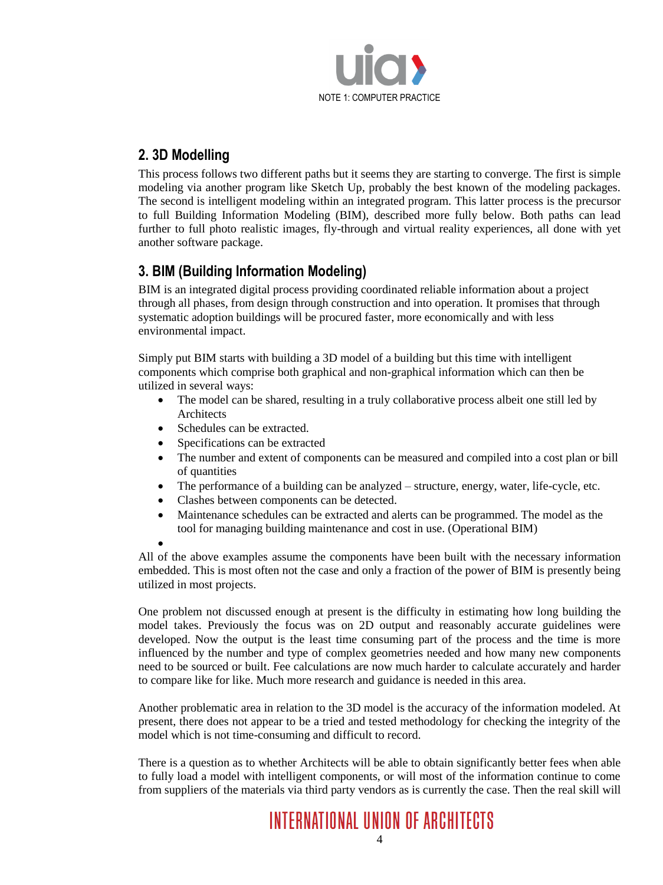## 2. 3D Modelling

This process follows two different paths but it seems they are starting to converge. The first is simple modeling via another program like Sketch Up, probably the best known of the modeling packages. The second is intelligent modeling within an integrated program. This latter process is the precursor to full Building Information Modeling (BIM), described more fully below. Both paths can lead further to full photo realistic images, fly-through and virtual reality experiences, all done with yet another software package.

## 3. BIM (Building Information Modeling)

BIM is an integrated digital process providing coordinated reliable information about a project through all phases, from design through construction and into operation. It promises that through systematic adoption buildings will be procured faster, more economically and with less environmental impact.

Simply put BIM starts with building a 3D model of a building but this time with intelligent components which comprise both graphical and non-graphical information which can then be utilized in several ways:

- The model can be shared, resulting in a truly collaborative process albeit one still led by Architects
- Schedules can be extracted.
- Specifications can be extracted
- The number and extent of components can be measured and compiled into a cost plan or bill of quantities
- The performance of a building can be analyzed – structure, energy, water, life-cycle, etc.
- Clashes between components can be detected.
- Maintenance schedules can be extracted and alerts can be programmed. The model as the tool for managing building maintenance and cost in use. (Operational BIM)

All of the above examples assume the components have been built with the necessary information embedded. This is most often not the case and only a fraction of the power of BIM is presently being utilized in most projects.

One problem not discussed enough at present is the difficulty in estimating how long building the model takes. Previously the focus was on 2D output and reasonably accurate guidelines were developed. Now the output is the least time consuming part of the process and the time is more influenced by the number and type of complex geometries needed and how many new components need to be sourced or built. Fee calculations are now much harder to calculate accurately and harder to compare like for like. Much more research and guidance is needed in this area.

Another problematic area in relation to the 3D model is the accuracy of the information modeled. At present, there does not appear to be a tried and tested methodology for checking the integrity of the model which is not time-consuming and difficult to record.

There is a question as to whether Architects will be able to obtain significantly better fees when able to fully load a model with intelligent components, or will most of the information continue to come from suppliers of the materials via third party vendors as is currently the case. Then the real skill will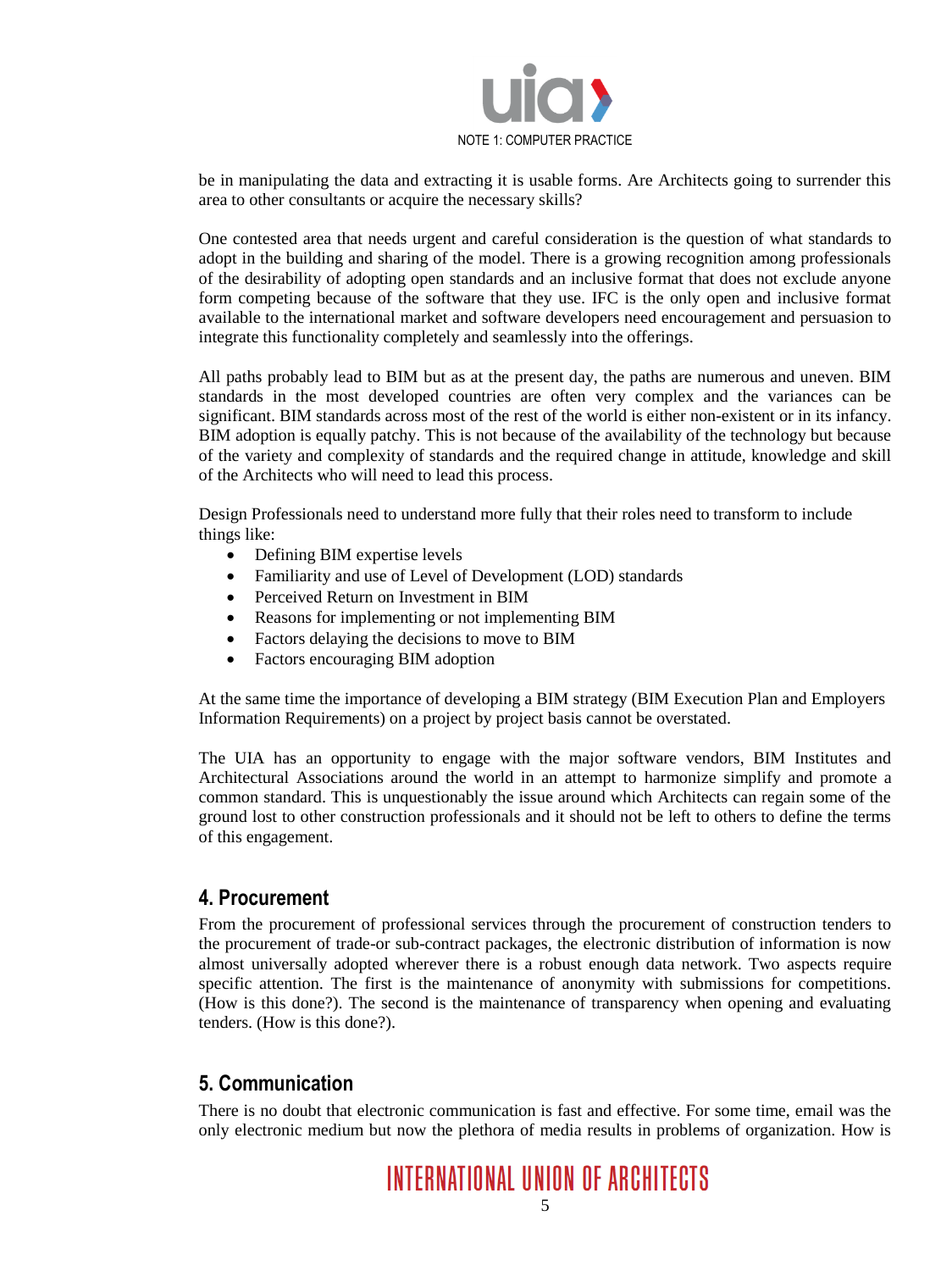be in manipulating the data and extracting it is usable forms. Are Architects going to surrender this area to other consultants or acquire the necessary skills?

One contested area that needs urgent and careful consideration is the question of what standards to adopt in the building and sharing of the model. There is a growing recognition among professionals of the desirability of adopting open standards and an inclusive format that does not exclude anyone form competing because of the software that they use. IFC is the only open and inclusive format available to the international market and software developers need encouragement and persuasion to integrate this functionality completely and seamlessly into the offerings.

All paths probably lead to BIM but as at the present day, the paths are numerous and uneven. BIM standards in the most developed countries are often very complex and the variances can be significant. BIM standards across most of the rest of the world is either non-existent or in its infancy. BIM adoption is equally patchy. This is not because of the availability of the technology but because of the variety and complexity of standards and the required change in attitude, knowledge and skill of the Architects who will need to lead this process.

Design Professionals need to understand more fully that their roles need to transform to include things like:

- Defining BIM expertise levels
- Familiarity and use of Level of Development (LOD) standards
- Perceived Return on Investment in BIM
- Reasons for implementing or not implementing BIM
- Factors delaying the decisions to move to BIM
- Factors encouraging BIM adoption

At the same time the importance of developing a BIM strategy (BIM Execution Plan and Employers Information Requirements) on a project by project basis cannot be overstated.

The UIA has an opportunity to engage with the major software vendors, BIM Institutes and Architectural Associations around the world in an attempt to harmonize simplify and promote a common standard. This is unquestionably the issue around which Architects can regain some of the ground lost to other construction professionals and it should not be left to others to define the terms of this engagement.

## 4. Procurement

From the procurement of professional services through the procurement of construction tenders to the procurement of trade-or sub-contract packages, the electronic distribution of information is now almost universally adopted wherever there is a robust enough data network. Two aspects require specific attention. The first is the maintenance of anonymity with submissions for competitions. (How is this done?). The second is the maintenance of transparency when opening and evaluating tenders. (How is this done?).

## 5. Communication

There is no doubt that electronic communication is fast and effective. For some time, email was the only electronic medium but now the plethora of media results in problems of organization. How is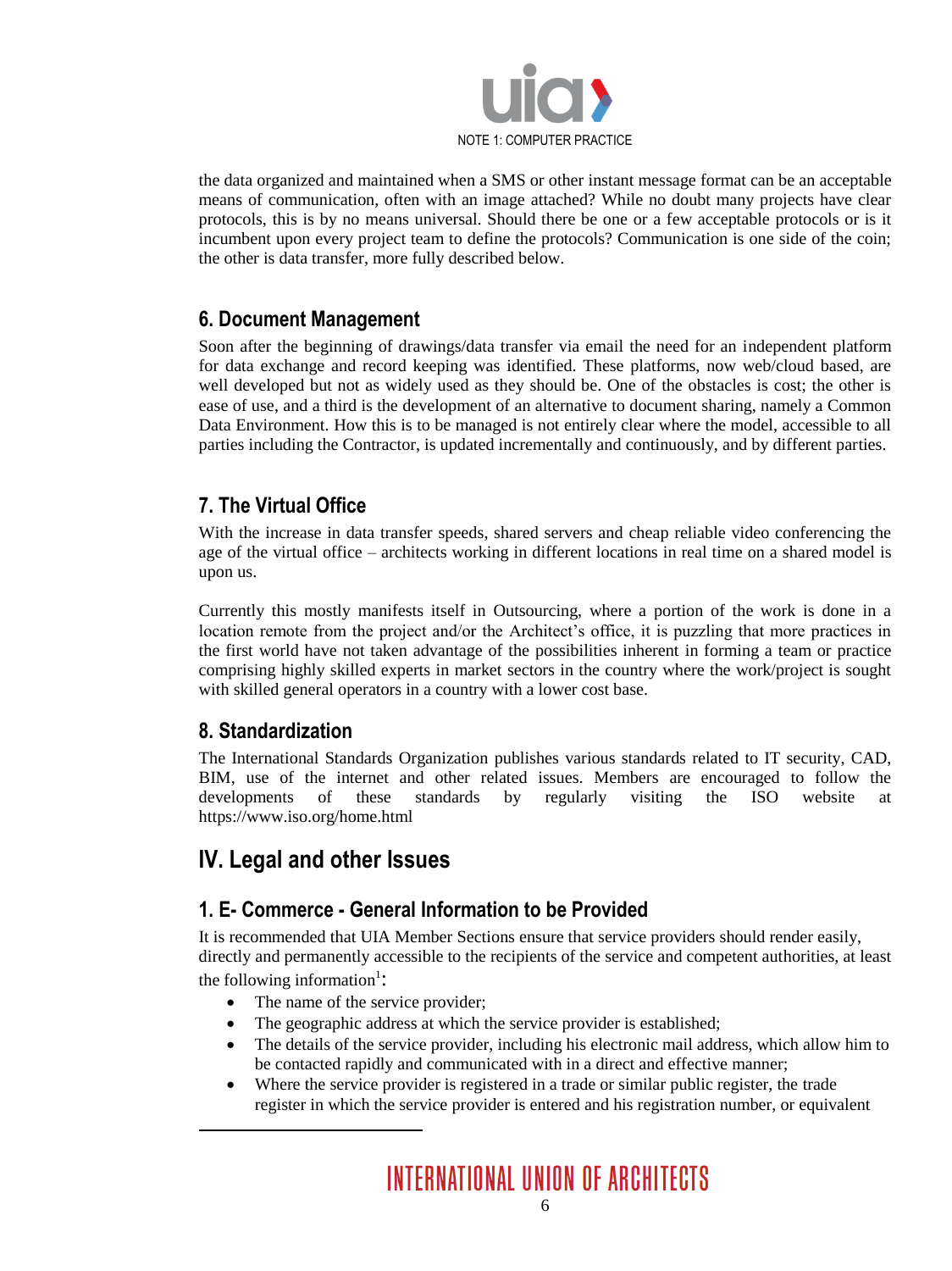the data organized and maintained when a SMS or other instant message format can be an acceptable means of communication, often with an image attached? While no doubt many projects have clear protocols, this is by no means universal. Should there be one or a few acceptable protocols or is it incumbent upon every project team to define the protocols? Communication is one side of the coin; the other is data transfer, more fully described below.

### 6. Document Management

Soon after the beginning of drawings/data transfer via email the need for an independent platform for data exchange and record keeping was identified. These platforms, now web/cloud based, are well developed but not as widely used as they should be. One of the obstacles is cost; the other is ease of use, and a third is the development of an alternative to document sharing, namely a Common Data Environment. How this is to be managed is not entirely clear where the model, accessible to all parties including the Contractor, is updated incrementally and continuously, and by different parties.

### 7. The Virtual Office

With the increase in data transfer speeds, shared servers and cheap reliable video conferencing the age of the virtual office – architects working in different locations in real time on a shared model is upon us.

Currently this mostly manifests itself in Outsourcing, where a portion of the work is done in a location remote from the project and/or the Architect's office, it is puzzling that more practices in the first world have not taken advantage of the possibilities inherent in forming a team or practice comprising highly skilled experts in market sectors in the country where the work/project is sought with skilled general operators in a country with a lower cost base.

### 8. Standardization

The International Standards Organization publishes various standards related to IT security, CAD, BIM, use of the internet and other related issues. Members are encouraged to follow the developments of these standards by regularly visiting the ISO website at https://www.iso.org/home.html

## IV. Legal and other Issues

### 1. E- Commerce - General Information to be Provided

It is recommended that UIA Member Sections ensure that service providers should render easily, directly and permanently accessible to the recipients of the service and competent authorities, at least the following information[1]:

- The name of the service provider;
- The geographic address at which the service provider is established;
- The details of the service provider, including his electronic mail address, which allow him to be contacted rapidly and communicated with in a direct and effective manner;
- Where the service provider is registered in a trade or similar public register, the trade register in which the service provider is entered and his registration number, or equivalent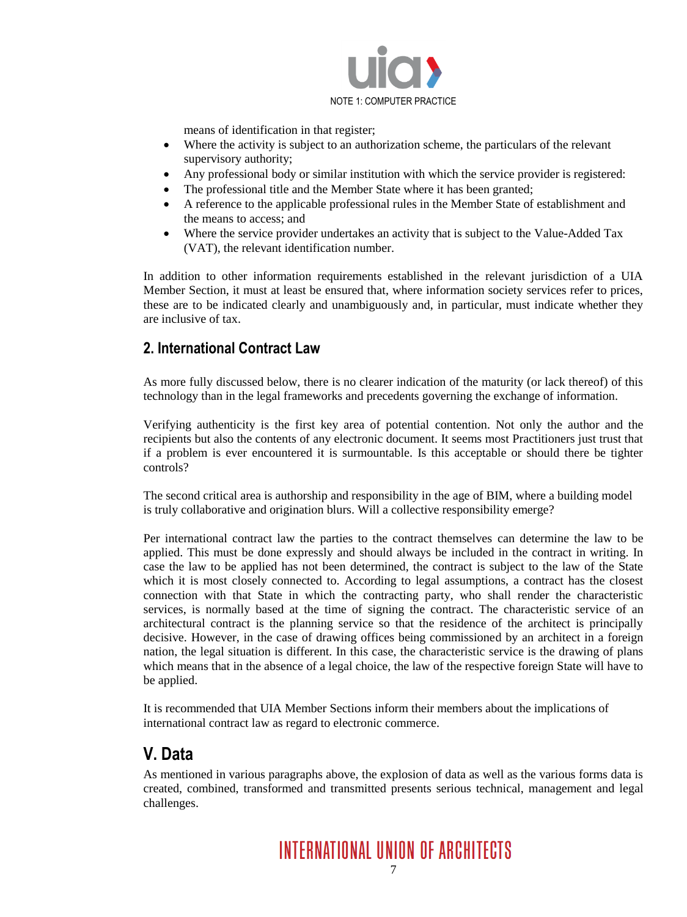means of identification in that register;

- Where the activity is subject to an authorization scheme, the particulars of the relevant supervisory authority;
- Any professional body or similar institution with which the service provider is registered:
- The professional title and the Member State where it has been granted;
- A reference to the applicable professional rules in the Member State of establishment and the means to access; and
- Where the service provider undertakes an activity that is subject to the Value-Added Tax (VAT), the relevant identification number.

In addition to other information requirements established in the relevant jurisdiction of a UIA Member Section, it must at least be ensured that, where information society services refer to prices, these are to be indicated clearly and unambiguously and, in particular, must indicate whether they are inclusive of tax.

## 2. International Contract Law

As more fully discussed below, there is no clearer indication of the maturity (or lack thereof) of this technology than in the legal frameworks and precedents governing the exchange of information.

Verifying authenticity is the first key area of potential contention. Not only the author and the recipients but also the contents of any electronic document. It seems most Practitioners just trust that if a problem is ever encountered it is surmountable. Is this acceptable or should there be tighter controls?

The second critical area is authorship and responsibility in the age of BIM, where a building model is truly collaborative and origination blurs. Will a collective responsibility emerge?

Per international contract law the parties to the contract themselves can determine the law to be applied. This must be done expressly and should always be included in the contract in writing. In case the law to be applied has not been determined, the contract is subject to the law of the State which it is most closely connected to. According to legal assumptions, a contract has the closest connection with that State in which the contracting party, who shall render the characteristic services, is normally based at the time of signing the contract. The characteristic service of an architectural contract is the planning service so that the residence of the architect is principally decisive. However, in the case of drawing offices being commissioned by an architect in a foreign nation, the legal situation is different. In this case, the characteristic service is the drawing of plans which means that in the absence of a legal choice, the law of the respective foreign State will have to be applied.

It is recommended that UIA Member Sections inform their members about the implications of international contract law as regard to electronic commerce.

# V. Data

As mentioned in various paragraphs above, the explosion of data as well as the various forms data is created, combined, transformed and transmitted presents serious technical, management and legal challenges.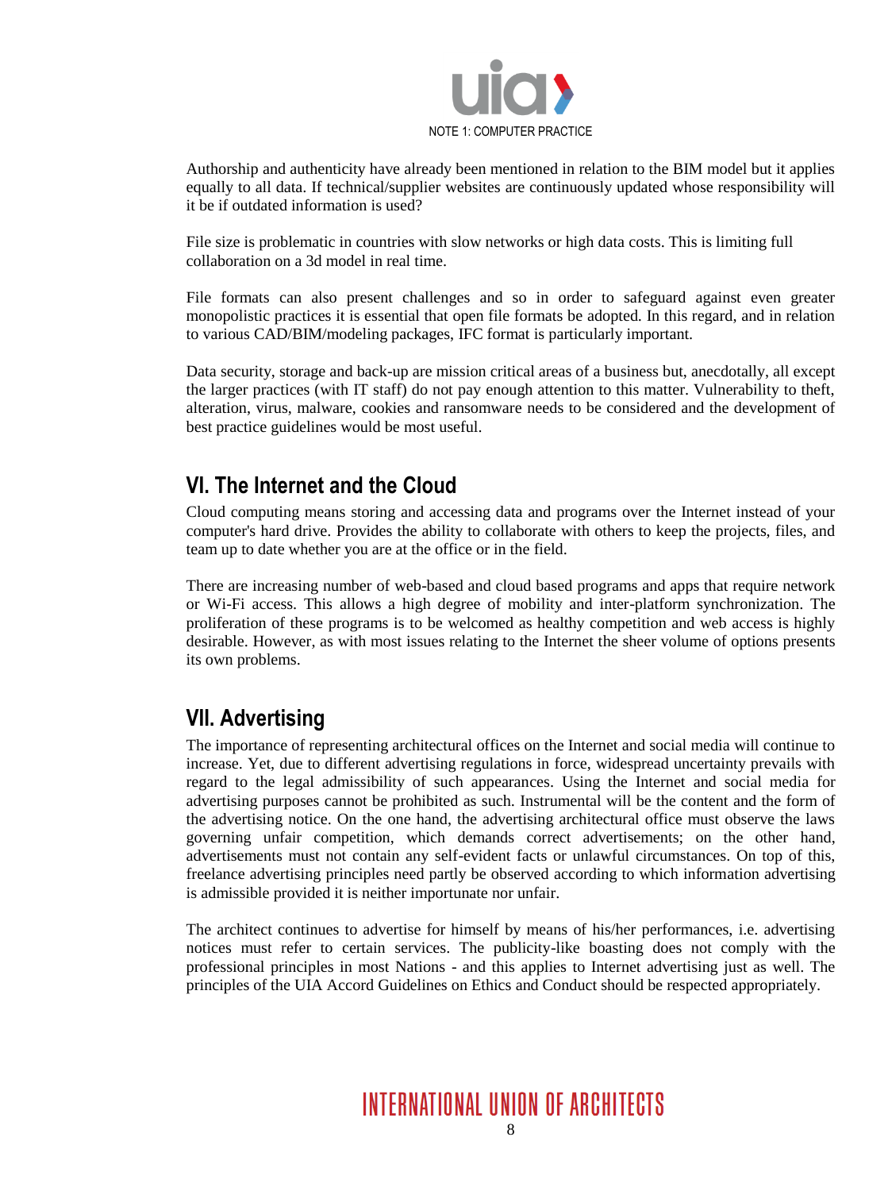Authorship and authenticity have already been mentioned in relation to the BIM model but it applies equally to all data. If technical/supplier websites are continuously updated whose responsibility will it be if outdated information is used?

File size is problematic in countries with slow networks or high data costs. This is limiting full collaboration on a 3d model in real time.

File formats can also present challenges and so in order to safeguard against even greater monopolistic practices it is essential that open file formats be adopted. In this regard, and in relation to various CAD/BIM/modeling packages, IFC format is particularly important.

Data security, storage and back-up are mission critical areas of a business but, anecdotally, all except the larger practices (with IT staff) do not pay enough attention to this matter. Vulnerability to theft, alteration, virus, malware, cookies and ransomware needs to be considered and the development of best practice guidelines would be most useful.

## VI. The Internet and the Cloud

Cloud computing means storing and accessing data and programs over the Internet instead of your computer's hard drive. Provides the ability to collaborate with others to keep the projects, files, and team up to date whether you are at the office or in the field.

There are increasing number of web-based and cloud based programs and apps that require network or Wi-Fi access. This allows a high degree of mobility and inter-platform synchronization. The proliferation of these programs is to be welcomed as healthy competition and web access is highly desirable. However, as with most issues relating to the Internet the sheer volume of options presents its own problems.

## VII. Advertising

The importance of representing architectural offices on the Internet and social media will continue to increase. Yet, due to different advertising regulations in force, widespread uncertainty prevails with regard to the legal admissibility of such appearances. Using the Internet and social media for advertising purposes cannot be prohibited as such. Instrumental will be the content and the form of the advertising notice. On the one hand, the advertising architectural office must observe the laws governing unfair competition, which demands correct advertisements; on the other hand, advertisements must not contain any self-evident facts or unlawful circumstances. On top of this, freelance advertising principles need partly be observed according to which information advertising is admissible provided it is neither importunate nor unfair.

The architect continues to advertise for himself by means of his/her performances, i.e. advertising notices must refer to certain services. The publicity-like boasting does not comply with the professional principles in most Nations - and this applies to Internet advertising just as well. The principles of the UIA Accord Guidelines on Ethics and Conduct should be respected appropriately.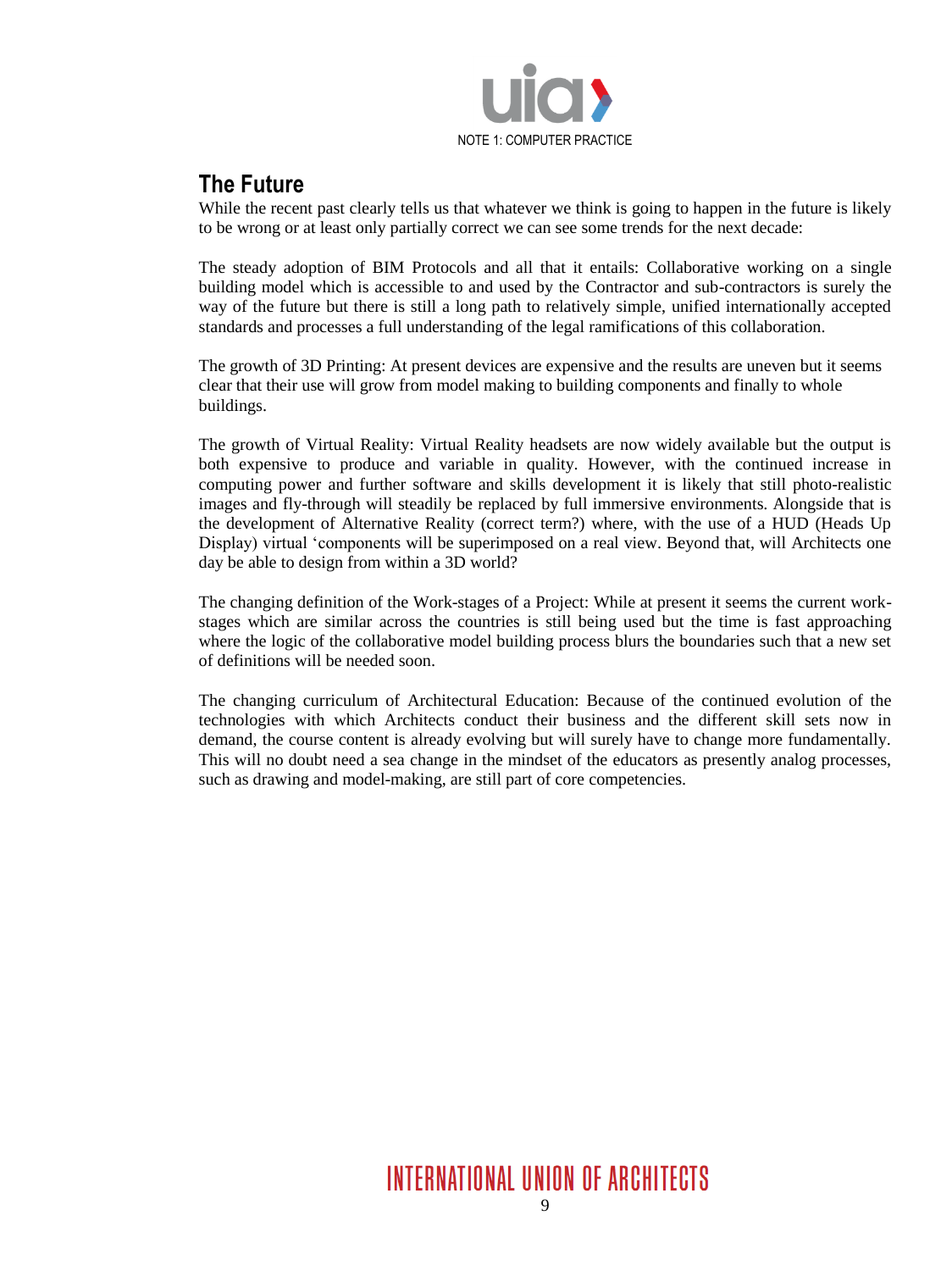## The Future

While the recent past clearly tells us that whatever we think is going to happen in the future is likely to be wrong or at least only partially correct we can see some trends for the next decade:

The steady adoption of BIM Protocols and all that it entails: Collaborative working on a single building model which is accessible to and used by the Contractor and sub-contractors is surely the way of the future but there is still a long path to relatively simple, unified internationally accepted standards and processes a full understanding of the legal ramifications of this collaboration.

The growth of 3D Printing: At present devices are expensive and the results are uneven but it seems clear that their use will grow from model making to building components and finally to whole buildings.

The growth of Virtual Reality: Virtual Reality headsets are now widely available but the output is both expensive to produce and variable in quality. However, with the continued increase in computing power and further software and skills development it is likely that still photo-realistic images and fly-through will steadily be replaced by full immersive environments. Alongside that is the development of Alternative Reality (correct term?) where, with the use of a HUD (Heads Up Display) virtual 'components will be superimposed on a real view. Beyond that, will Architects one day be able to design from within a 3D world?

The changing definition of the Work-stages of a Project: While at present it seems the current work-stages which are similar across the countries is still being used but the time is fast approaching where the logic of the collaborative model building process blurs the boundaries such that a new set of definitions will be needed soon.

The changing curriculum of Architectural Education: Because of the continued evolution of the technologies with which Architects conduct their business and the different skill sets now in demand, the course content is already evolving but will surely have to change more fundamentally. This will no doubt need a sea change in the mindset of the educators as presently analog processes, such as drawing and model-making, are still part of core competencies.